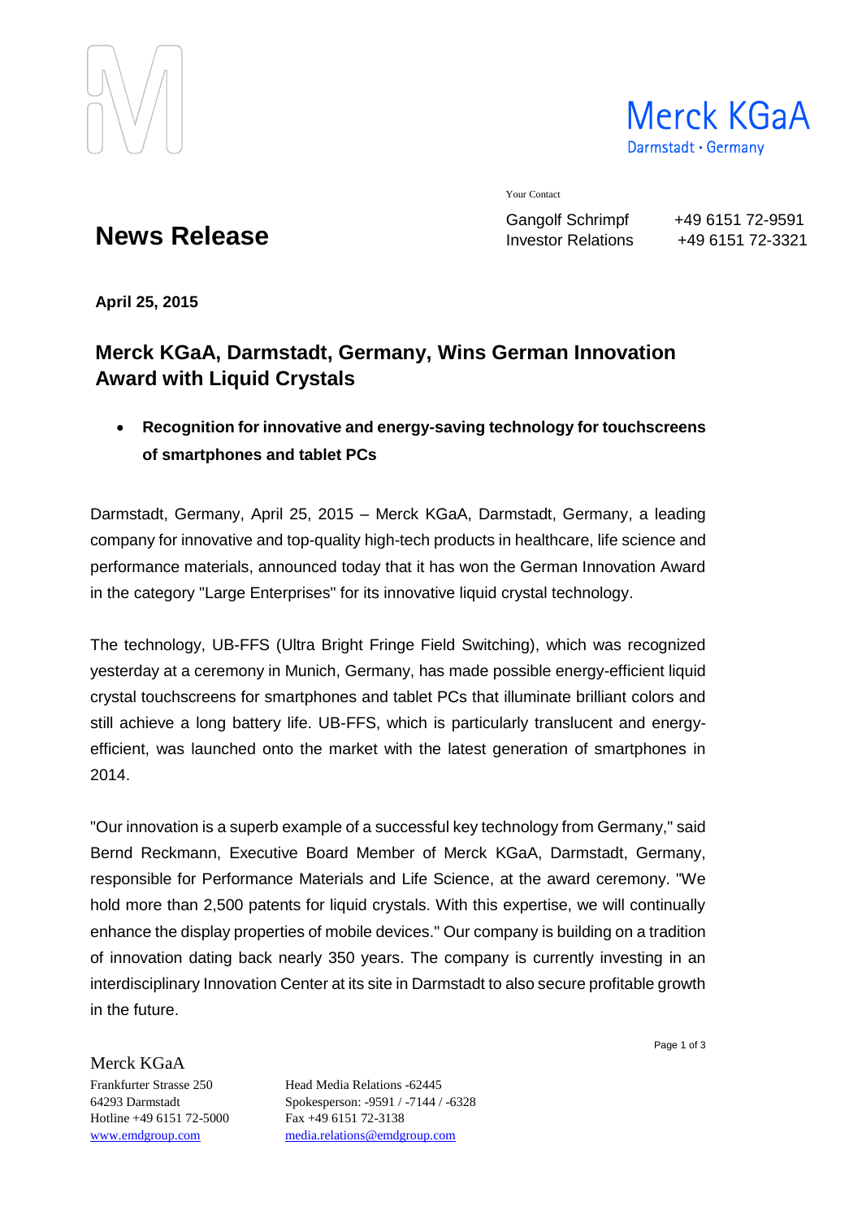Merck KGaA
Darmstadt · Germany

Your Contact

Gangolf Schrimpf +49 6151 72-9591
Investor Relations +49 6151 72-3321

# News Release

**April 25, 2015**

## Merck KGaA, Darmstadt, Germany, Wins German Innovation Award with Liquid Crystals

- **Recognition for innovative and energy-saving technology for touchscreens of smartphones and tablet PCs**

Darmstadt, Germany, April 25, 2015 – Merck KGaA, Darmstadt, Germany, a leading company for innovative and top-quality high-tech products in healthcare, life science and performance materials, announced today that it has won the German Innovation Award in the category "Large Enterprises" for its innovative liquid crystal technology.

The technology, UB-FFS (Ultra Bright Fringe Field Switching), which was recognized yesterday at a ceremony in Munich, Germany, has made possible energy-efficient liquid crystal touchscreens for smartphones and tablet PCs that illuminate brilliant colors and still achieve a long battery life. UB-FFS, which is particularly translucent and energy-efficient, was launched onto the market with the latest generation of smartphones in 2014.

"Our innovation is a superb example of a successful key technology from Germany," said Bernd Reckmann, Executive Board Member of Merck KGaA, Darmstadt, Germany, responsible for Performance Materials and Life Science, at the award ceremony. "We hold more than 2,500 patents for liquid crystals. With this expertise, we will continually enhance the display properties of mobile devices." Our company is building on a tradition of innovation dating back nearly 350 years. The company is currently investing in an interdisciplinary Innovation Center at its site in Darmstadt to also secure profitable growth in the future.

Merck KGaA
Frankfurter Strasse 250
64293 Darmstadt
Hotline +49 6151 72-5000
www.emdgroup.com

Head Media Relations -62445
Spokesperson: -9591 / -7144 / -6328
Fax +49 6151 72-3138
media.relations@emdgroup.com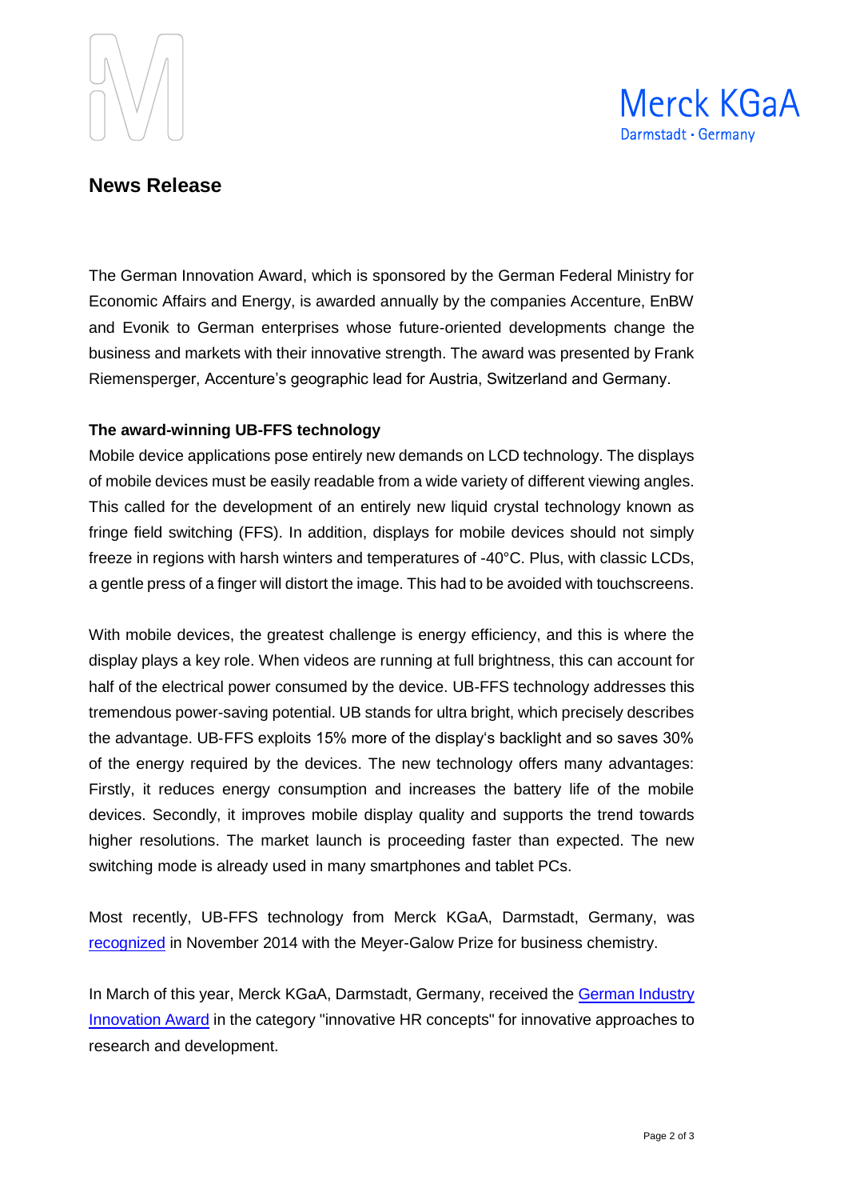## News Release

The German Innovation Award, which is sponsored by the German Federal Ministry for Economic Affairs and Energy, is awarded annually by the companies Accenture, EnBW and Evonik to German enterprises whose future-oriented developments change the business and markets with their innovative strength. The award was presented by Frank Riemensperger, Accenture's geographic lead for Austria, Switzerland and Germany.

**The award-winning UB-FFS technology**

Mobile device applications pose entirely new demands on LCD technology. The displays of mobile devices must be easily readable from a wide variety of different viewing angles. This called for the development of an entirely new liquid crystal technology known as fringe field switching (FFS). In addition, displays for mobile devices should not simply freeze in regions with harsh winters and temperatures of -40°C. Plus, with classic LCDs, a gentle press of a finger will distort the image. This had to be avoided with touchscreens.

With mobile devices, the greatest challenge is energy efficiency, and this is where the display plays a key role. When videos are running at full brightness, this can account for half of the electrical power consumed by the device. UB-FFS technology addresses this tremendous power-saving potential. UB stands for ultra bright, which precisely describes the advantage. UB-FFS exploits 15% more of the display's backlight and so saves 30% of the energy required by the devices. The new technology offers many advantages: Firstly, it reduces energy consumption and increases the battery life of the mobile devices. Secondly, it improves mobile display quality and supports the trend towards higher resolutions. The market launch is proceeding faster than expected. The new switching mode is already used in many smartphones and tablet PCs.

Most recently, UB-FFS technology from Merck KGaA, Darmstadt, Germany, was recognized in November 2014 with the Meyer-Galow Prize for business chemistry.

In March of this year, Merck KGaA, Darmstadt, Germany, received the German Industry Innovation Award in the category "innovative HR concepts" for innovative approaches to research and development.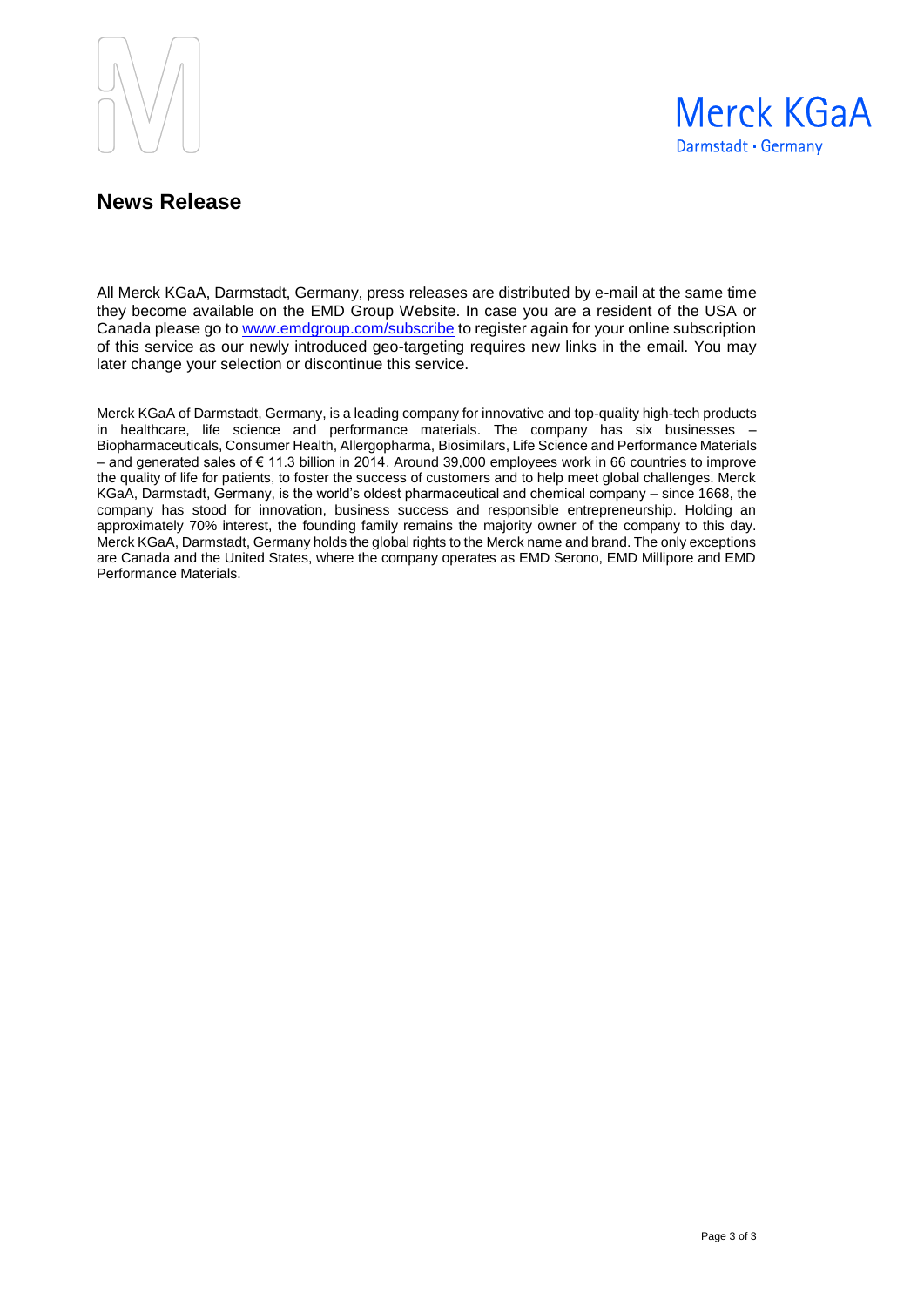## News Release

All Merck KGaA, Darmstadt, Germany, press releases are distributed by e-mail at the same time they become available on the EMD Group Website. In case you are a resident of the USA or Canada please go to www.emdgroup.com/subscribe to register again for your online subscription of this service as our newly introduced geo-targeting requires new links in the email. You may later change your selection or discontinue this service.

Merck KGaA of Darmstadt, Germany, is a leading company for innovative and top-quality high-tech products in healthcare, life science and performance materials. The company has six businesses – Biopharmaceuticals, Consumer Health, Allergopharma, Biosimilars, Life Science and Performance Materials – and generated sales of € 11.3 billion in 2014. Around 39,000 employees work in 66 countries to improve the quality of life for patients, to foster the success of customers and to help meet global challenges. Merck KGaA, Darmstadt, Germany, is the world's oldest pharmaceutical and chemical company – since 1668, the company has stood for innovation, business success and responsible entrepreneurship. Holding an approximately 70% interest, the founding family remains the majority owner of the company to this day. Merck KGaA, Darmstadt, Germany holds the global rights to the Merck name and brand. The only exceptions are Canada and the United States, where the company operates as EMD Serono, EMD Millipore and EMD Performance Materials.